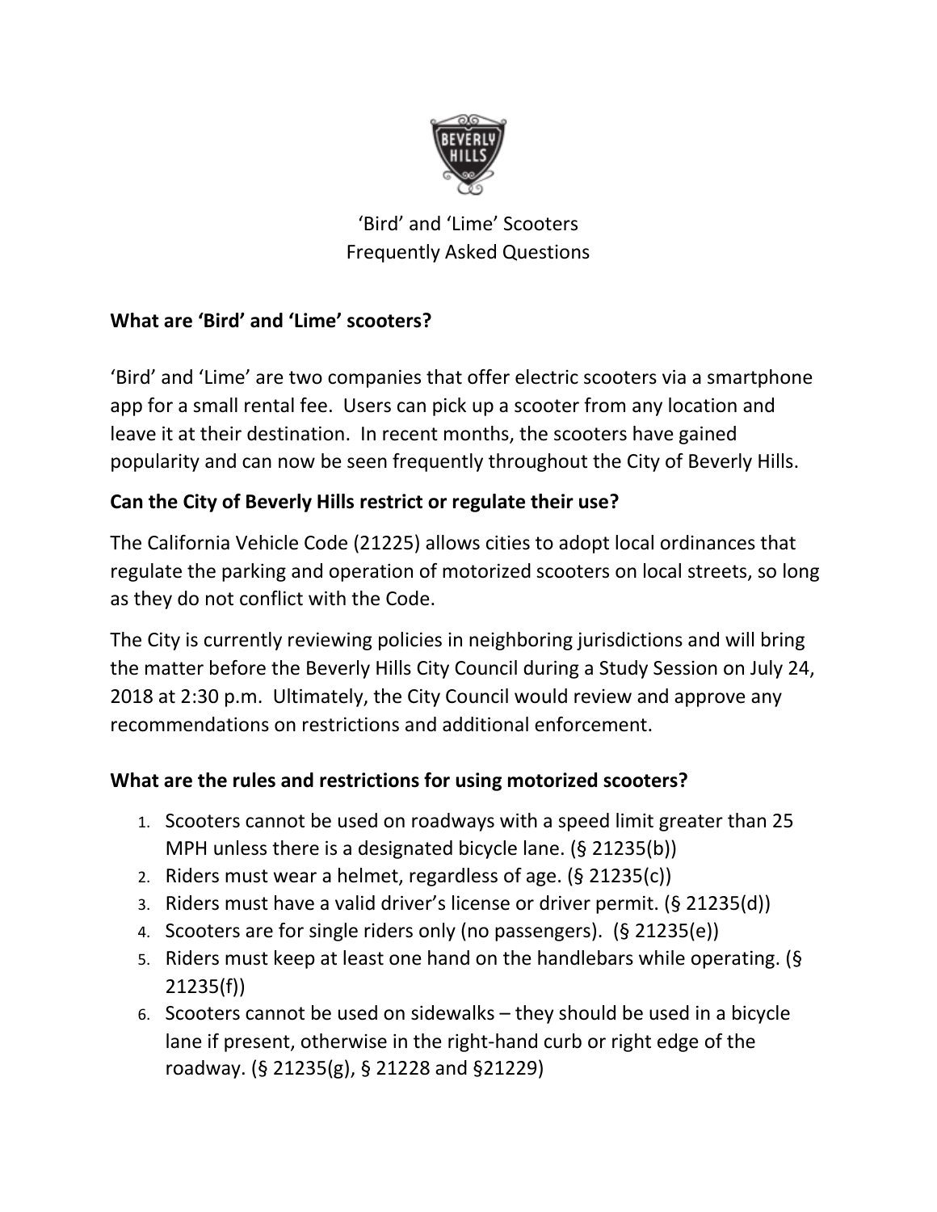# ‘Bird’ and ‘Lime’ Scooters
# Frequently Asked Questions

## What are ‘Bird’ and ‘Lime’ scooters?

‘Bird’ and ‘Lime’ are two companies that offer electric scooters via a smartphone app for a small rental fee. Users can pick up a scooter from any location and leave it at their destination. In recent months, the scooters have gained popularity and can now be seen frequently throughout the City of Beverly Hills.

## Can the City of Beverly Hills restrict or regulate their use?

The California Vehicle Code (21225) allows cities to adopt local ordinances that regulate the parking and operation of motorized scooters on local streets, so long as they do not conflict with the Code.

The City is currently reviewing policies in neighboring jurisdictions and will bring the matter before the Beverly Hills City Council during a Study Session on July 24, 2018 at 2:30 p.m. Ultimately, the City Council would review and approve any recommendations on restrictions and additional enforcement.

## What are the rules and restrictions for using motorized scooters?

1. Scooters cannot be used on roadways with a speed limit greater than 25 MPH unless there is a designated bicycle lane. (§ 21235(b))
2. Riders must wear a helmet, regardless of age. (§ 21235(c))
3. Riders must have a valid driver’s license or driver permit. (§ 21235(d))
4. Scooters are for single riders only (no passengers). (§ 21235(e))
5. Riders must keep at least one hand on the handlebars while operating. (§ 21235(f))
6. Scooters cannot be used on sidewalks – they should be used in a bicycle lane if present, otherwise in the right-hand curb or right edge of the roadway. (§ 21235(g), § 21228 and §21229)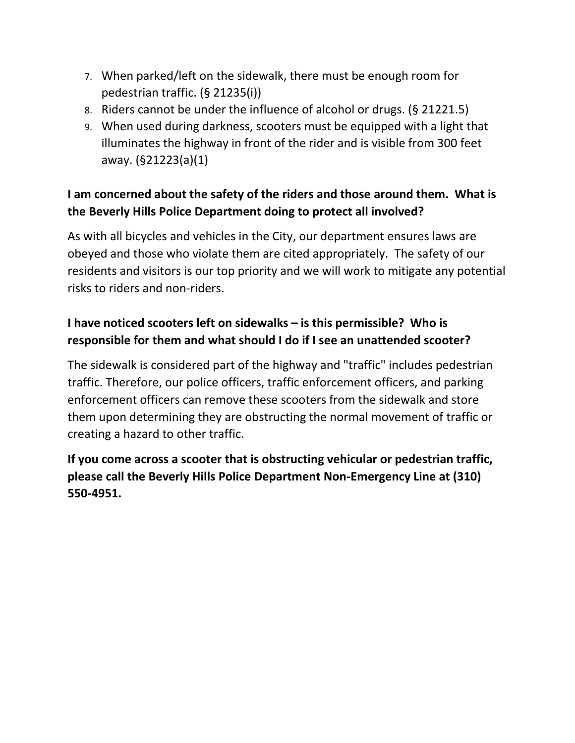7. When parked/left on the sidewalk, there must be enough room for pedestrian traffic. (§ 21235(i))
8. Riders cannot be under the influence of alcohol or drugs. (§ 21221.5)
9. When used during darkness, scooters must be equipped with a light that illuminates the highway in front of the rider and is visible from 300 feet away. (§21223(a)(1)

**I am concerned about the safety of the riders and those around them. What is the Beverly Hills Police Department doing to protect all involved?**

As with all bicycles and vehicles in the City, our department ensures laws are obeyed and those who violate them are cited appropriately. The safety of our residents and visitors is our top priority and we will work to mitigate any potential risks to riders and non-riders.

**I have noticed scooters left on sidewalks – is this permissible? Who is responsible for them and what should I do if I see an unattended scooter?**

The sidewalk is considered part of the highway and "traffic" includes pedestrian traffic. Therefore, our police officers, traffic enforcement officers, and parking enforcement officers can remove these scooters from the sidewalk and store them upon determining they are obstructing the normal movement of traffic or creating a hazard to other traffic.

**If you come across a scooter that is obstructing vehicular or pedestrian traffic, please call the Beverly Hills Police Department Non-Emergency Line at (310) 550-4951.**